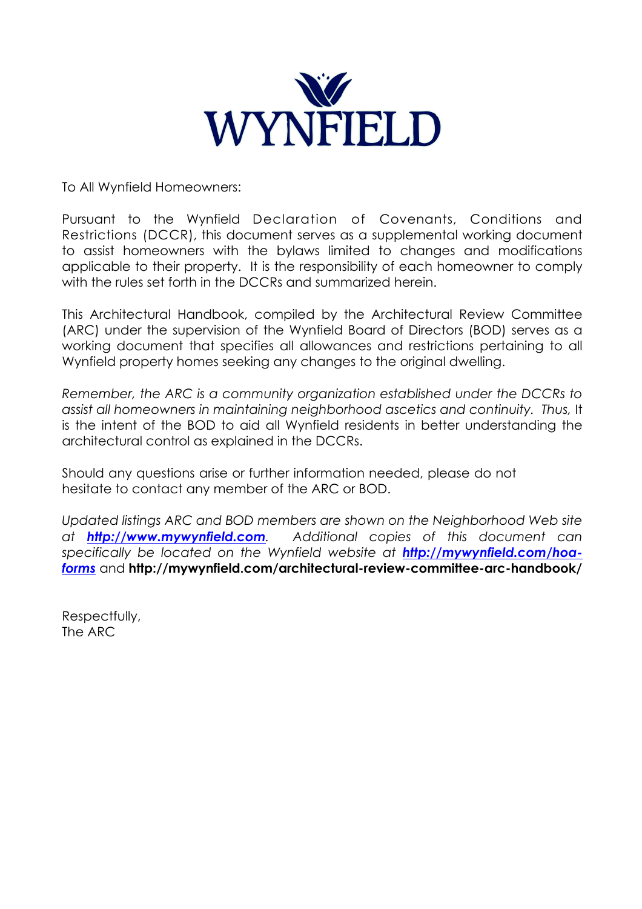# WYNFIELD

To All Wynfield Homeowners:

Pursuant to the Wynfield Declaration of Covenants, Conditions and Restrictions (DCCR), this document serves as a supplemental working document to assist homeowners with the bylaws limited to changes and modifications applicable to their property. It is the responsibility of each homeowner to comply with the rules set forth in the DCCRs and summarized herein.

This Architectural Handbook, compiled by the Architectural Review Committee (ARC) under the supervision of the Wynfield Board of Directors (BOD) serves as a working document that specifies all allowances and restrictions pertaining to all Wynfield property homes seeking any changes to the original dwelling.

*Remember, the ARC is a community organization established under the DCCRs to assist all homeowners in maintaining neighborhood ascetics and continuity.* Thus, It is the intent of the BOD to aid all Wynfield residents in better understanding the architectural control as explained in the DCCRs.

Should any questions arise or further information needed, please do not hesitate to contact any member of the ARC or BOD.

*Updated listings ARC and BOD members are shown on the Neighborhood Web site at* ***[http://www.mywynfield.com](http://www.mywynfield.com)****. Additional copies of this document can specifically be located on the Wynfield website at* ***[http://mywynfield.com/hoa-forms](http://mywynfield.com/hoa-forms)*** and **http://mywynfield.com/architectural-review-committee-arc-handbook/**

Respectfully,
The ARC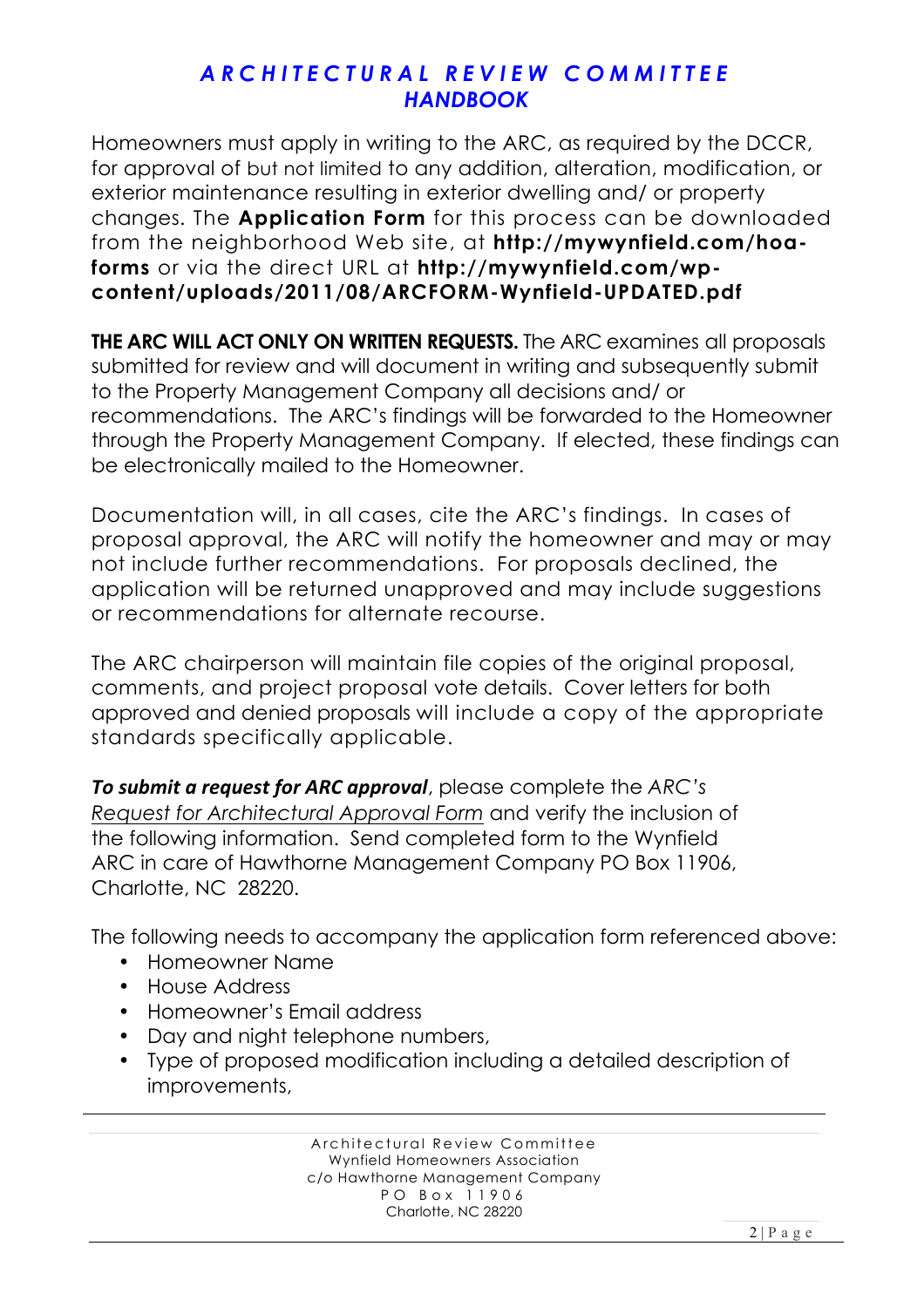# *ARCHITECTURAL REVIEW COMMITTEE HANDBOOK*

Homeowners must apply in writing to the ARC, as required by the DCCR, for approval of but not limited to any addition, alteration, modification, or exterior maintenance resulting in exterior dwelling and/ or property changes. The **Application Form** for this process can be downloaded from the neighborhood Web site, at **http://mywynfield.com/hoa-forms** or via the direct URL at **http://mywynfield.com/wp-content/uploads/2011/08/ARCFORM-Wynfield-UPDATED.pdf**

**THE ARC WILL ACT ONLY ON WRITTEN REQUESTS.** The ARC examines all proposals submitted for review and will document in writing and subsequently submit to the Property Management Company all decisions and/ or recommendations. The ARC's findings will be forwarded to the Homeowner through the Property Management Company. If elected, these findings can be electronically mailed to the Homeowner.

Documentation will, in all cases, cite the ARC's findings. In cases of proposal approval, the ARC will notify the homeowner and may or may not include further recommendations. For proposals declined, the application will be returned unapproved and may include suggestions or recommendations for alternate recourse.

The ARC chairperson will maintain file copies of the original proposal, comments, and project proposal vote details. Cover letters for both approved and denied proposals will include a copy of the appropriate standards specifically applicable.

***To submit a request for ARC approval***, please complete the *ARC's Request for Architectural Approval Form* and verify the inclusion of the following information. Send completed form to the Wynfield ARC in care of Hawthorne Management Company PO Box 11906, Charlotte, NC 28220.

The following needs to accompany the application form referenced above:

- Homeowner Name
- House Address
- Homeowner's Email address
- Day and night telephone numbers,
- Type of proposed modification including a detailed description of improvements,

Architectural Review Committee
Wynfield Homeowners Association
c/o Hawthorne Management Company
PO Box 11906
Charlotte, NC 28220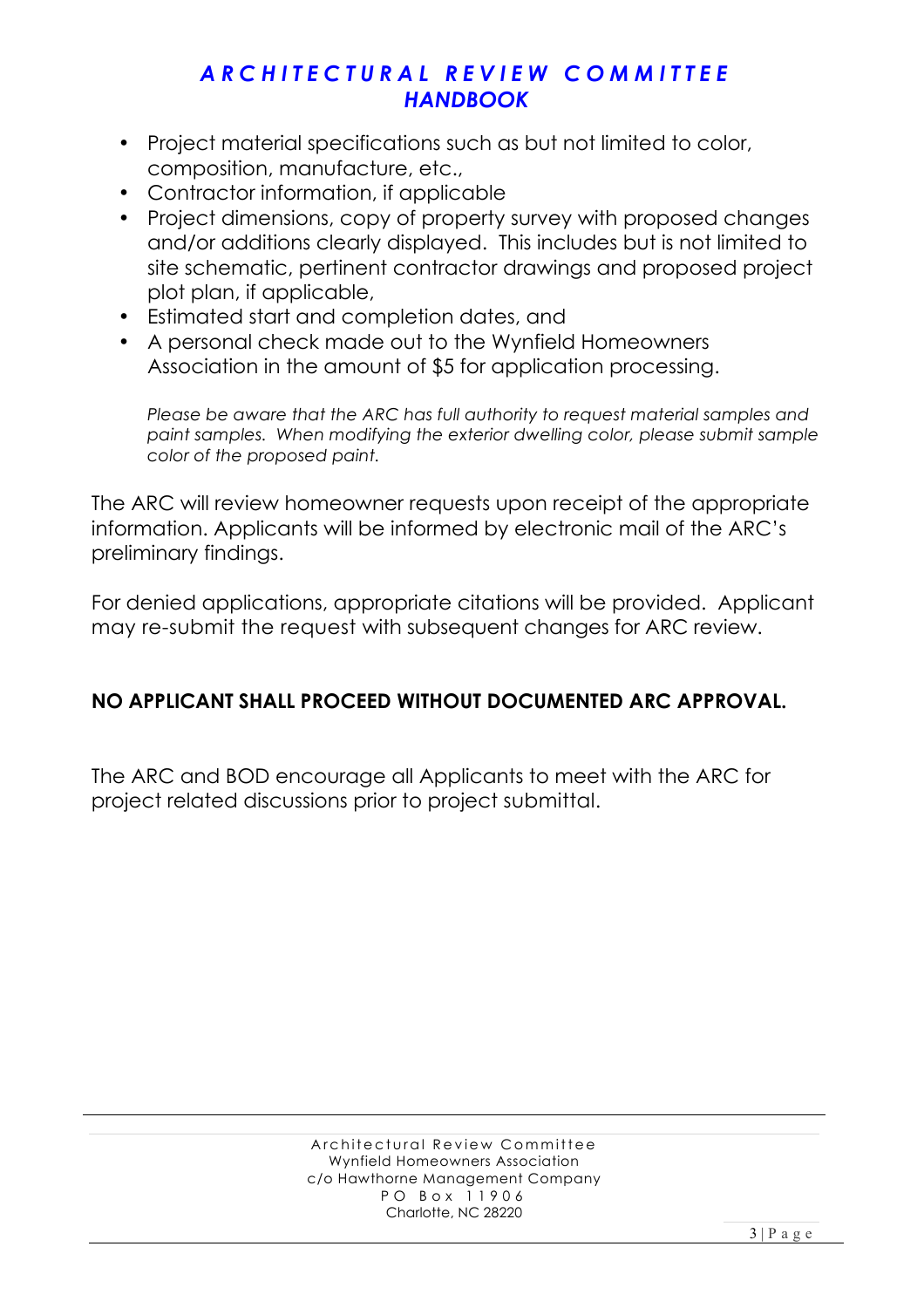- Project material specifications such as but not limited to color, composition, manufacture, etc.,
- Contractor information, if applicable
- Project dimensions, copy of property survey with proposed changes and/or additions clearly displayed. This includes but is not limited to site schematic, pertinent contractor drawings and proposed project plot plan, if applicable,
- Estimated start and completion dates, and
- A personal check made out to the Wynfield Homeowners Association in the amount of $5 for application processing.

  *Please be aware that the ARC has full authority to request material samples and paint samples. When modifying the exterior dwelling color, please submit sample color of the proposed paint.*

The ARC will review homeowner requests upon receipt of the appropriate information. Applicants will be informed by electronic mail of the ARC's preliminary findings.

For denied applications, appropriate citations will be provided. Applicant may re-submit the request with subsequent changes for ARC review.

**NO APPLICANT SHALL PROCEED WITHOUT DOCUMENTED ARC APPROVAL.**

The ARC and BOD encourage all Applicants to meet with the ARC for project related discussions prior to project submittal.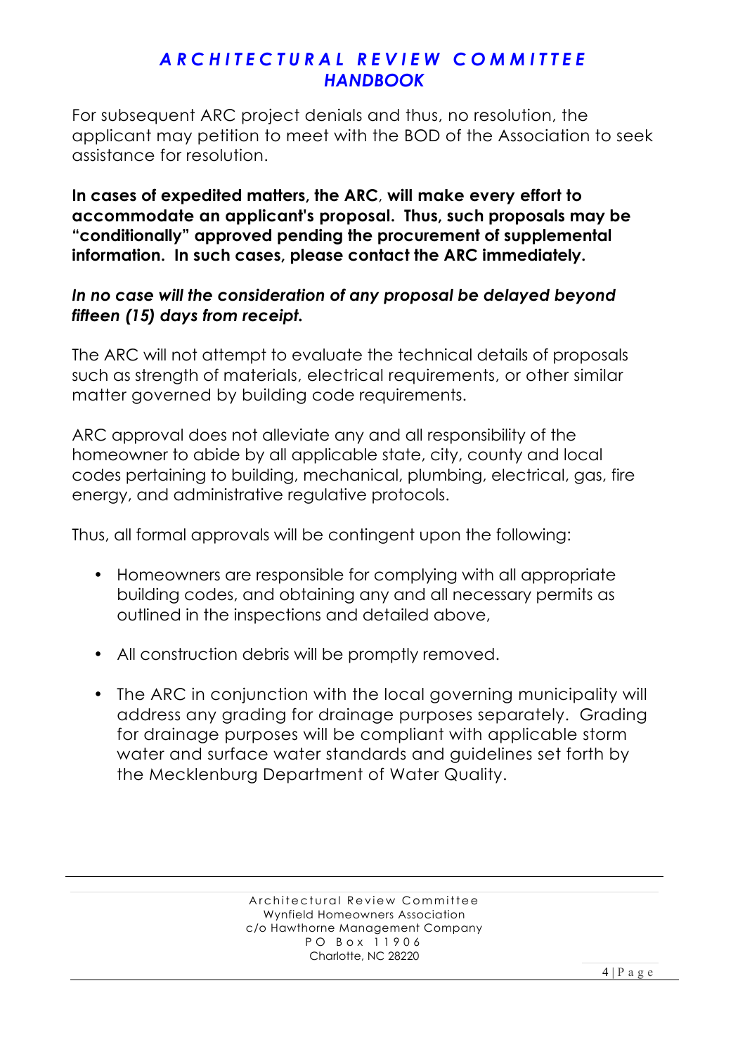For subsequent ARC project denials and thus, no resolution, the applicant may petition to meet with the BOD of the Association to seek assistance for resolution.

**In cases of expedited matters, the ARC, will make every effort to accommodate an applicant's proposal. Thus, such proposals may be "conditionally" approved pending the procurement of supplemental information. In cases, please contact the ARC immediately.**

***In no case will the consideration of any proposal be delayed beyond fifteen (15) days from receipt.***

The ARC will not attempt to evaluate the technical details of proposals such as strength of materials, electrical requirements, or other similar matter governed by building code requirements.

ARC approval does not alleviate any and all responsibility of the homeowner to abide by all applicable state, city, county and local codes pertaining to building, mechanical, plumbing, electrical, gas, fire energy, and administrative regulative protocols.

Thus, all formal approvals will be contingent upon the following:

- Homeowners are responsible for complying with all appropriate building codes, and obtaining any and all necessary permits as outlined in the inspections and detailed above,
- All construction debris will be promptly removed.
- The ARC in conjunction with the local governing municipality will address any grading for drainage purposes separately. Grading for drainage purposes will be compliant with applicable storm water and surface water standards and guidelines set forth by the Mecklenburg Department of Water Quality.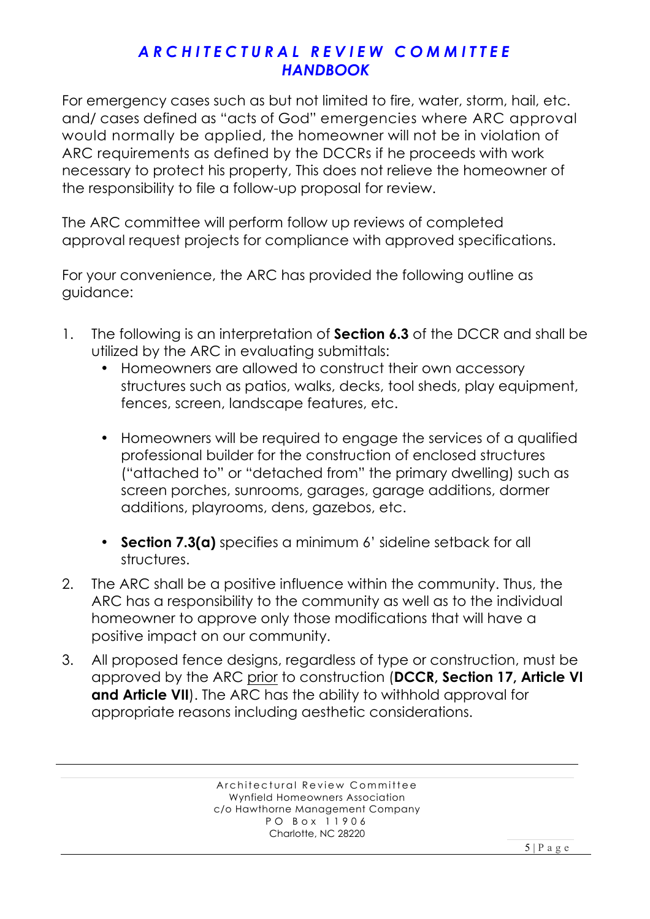For emergency cases such as but not limited to fire, water, storm, hail, etc. and/ cases defined as "acts of God" emergencies where ARC approval would normally be applied, the homeowner will not be in violation of ARC requirements as defined by the DCCRs if he proceeds with work necessary to protect his property, This does not relieve the homeowner of the responsibility to file a follow-up proposal for review.

The ARC committee will perform follow up reviews of completed approval request projects for compliance with approved specifications.

For your convenience, the ARC has provided the following outline as guidance:

1. The following is an interpretation of **Section 6.3** of the DCCR and shall be utilized by the ARC in evaluating submittals:
   - Homeowners are allowed to construct their own accessory structures such as patios, walks, decks, tool sheds, play equipment, fences, screen, landscape features, etc.
   - Homeowners will be required to engage the services of a qualified professional builder for the construction of enclosed structures ("attached to" or "detached from" the primary dwelling) such as screen porches, sunrooms, garages, garage additions, dormer additions, playrooms, dens, gazebos, etc.
   - **Section 7.3(a)** specifies a minimum 6' sideline setback for all structures.
2. The ARC shall be a positive influence within the community. Thus, the ARC has a responsibility to the community as well as to the individual homeowner to approve only those modifications that will have a positive impact on our community.
3. All proposed fence designs, regardless of type or construction, must be approved by the ARC <u>prior</u> to construction (**DCCR, Section 17, Article VI and Article VII**). The ARC has the ability to withhold approval for appropriate reasons including aesthetic considerations.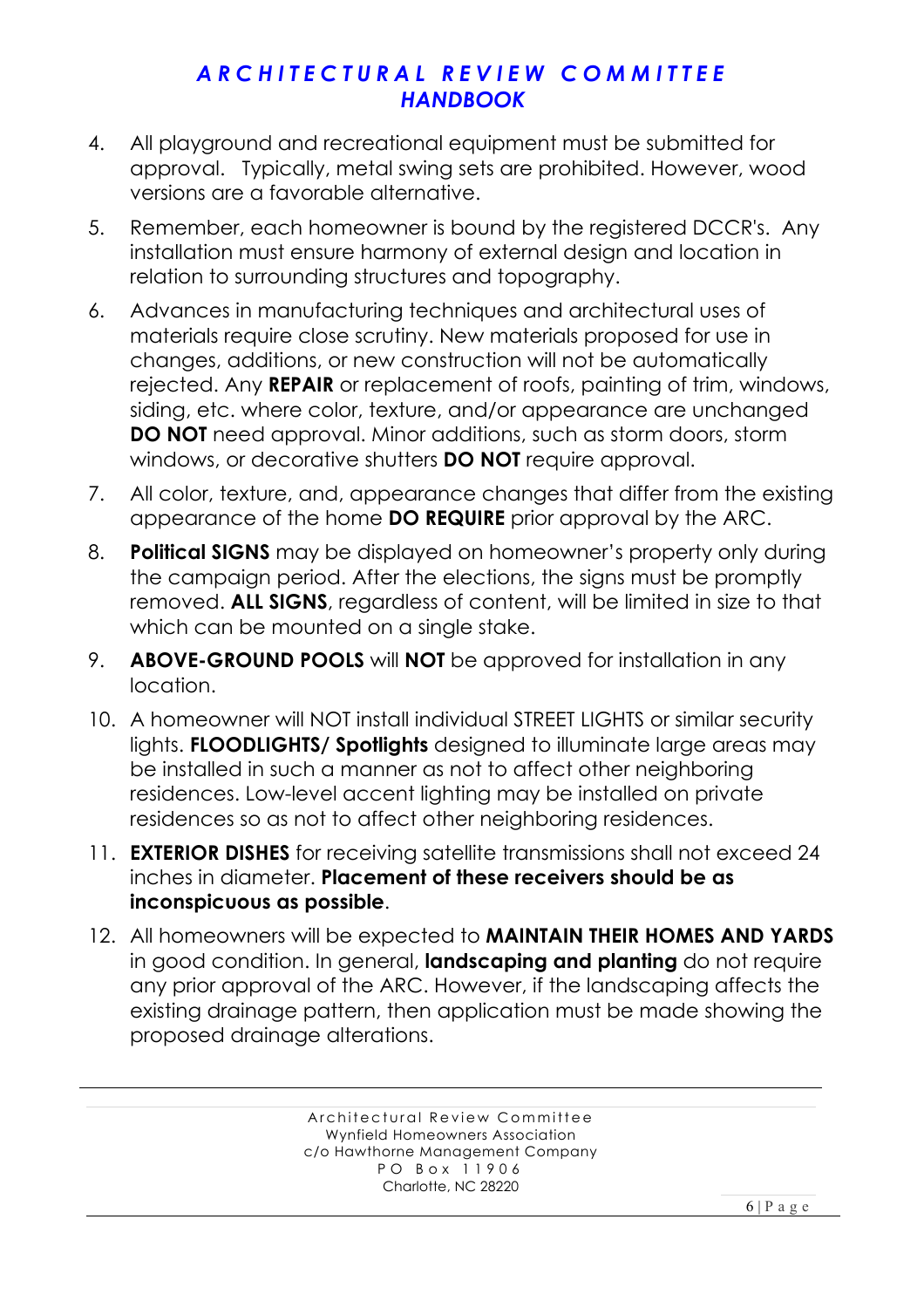4. All playground and recreational equipment must be submitted for approval. Typically, metal swing sets are prohibited. However, wood versions are a favorable alternative.

5. Remember, each homeowner is bound by the registered DCCR's. Any installation must ensure harmony of external design and location in relation to surrounding structures and topography.

6. Advances in manufacturing techniques and architectural uses of materials require close scrutiny. New materials proposed for use in changes, additions, or new construction will not be automatically rejected. Any **REPAIR** or replacement of roofs, painting of trim, windows, siding, etc. where color, texture, and/or appearance are unchanged **DO NOT** need approval. Minor additions, such as storm doors, storm windows, or decorative shutters **DO NOT** require approval.

7. All color, texture, and, appearance changes that differ from the existing appearance of the home **DO REQUIRE** prior approval by the ARC.

8. **Political SIGNS** may be displayed on homeowner's property only during the campaign period. After the elections, the signs must be promptly removed. **ALL SIGNS**, regardless of content, will be limited in size to that which can be mounted on a single stake.

9. **ABOVE-GROUND POOLS** will **NOT** be approved for installation in any location.

10. A homeowner will NOT install individual STREET LIGHTS or similar security lights. **FLOODLIGHTS/ Spotlights** designed to illuminate large areas may be installed in such a manner as not to affect other neighboring residences. Low-level accent lighting may be installed on private residences so as not to affect other neighboring residences.

11. **EXTERIOR DISHES** for receiving satellite transmissions shall not exceed 24 inches in diameter. **Placement of these receivers should be as inconspicuous as possible**.

12. All homeowners will be expected to **MAINTAIN THEIR HOMES AND YARDS** in good condition. In general, **landscaping and planting** do not require any prior approval of the ARC. However, if the landscaping affects the existing drainage pattern, then application must be made showing the proposed drainage alterations.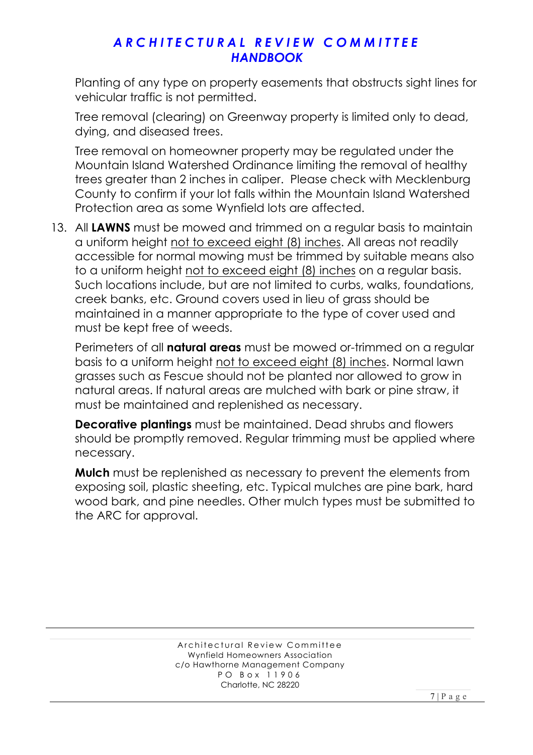Planting of any type on property easements that obstructs sight lines for vehicular traffic is not permitted.

Tree removal (clearing) on Greenway property is limited only to dead, dying, and diseased trees.

Tree removal on homeowner property may be regulated under the Mountain Island Watershed Ordinance limiting the removal of healthy trees greater than 2 inches in caliper. Please check with Mecklenburg County to confirm if your lot falls within the Mountain Island Watershed Protection area as some Wynfield lots are affected.

13. All **LAWNS** must be mowed and trimmed on a regular basis to maintain a uniform height <u>not to exceed eight (8) inches</u>. All areas not readily accessible for normal mowing must be trimmed by suitable means also to a uniform height <u>not to exceed eight (8) inches</u> on a regular basis. Such locations include, but are not limited to curbs, walks, foundations, creek banks, etc. Ground covers used in lieu of grass should be maintained in a manner appropriate to the type of cover used and must be kept free of weeds.

    Perimeters of all **natural areas** must be mowed or-trimmed on a regular basis to a uniform height <u>not to exceed eight (8) inches</u>. Normal lawn grasses such as Fescue should not be planted nor allowed to grow in natural areas. If natural areas are mulched with bark or pine straw, it must be maintained and replenished as necessary.

    **Decorative plantings** must be maintained. Dead shrubs and flowers should be promptly removed. Regular trimming must be applied where necessary.

    **Mulch** must be replenished as necessary to prevent the elements from exposing soil, plastic sheeting, etc. Typical mulches are pine bark, hard wood bark, and pine needles. Other mulch types must be submitted to the ARC for approval.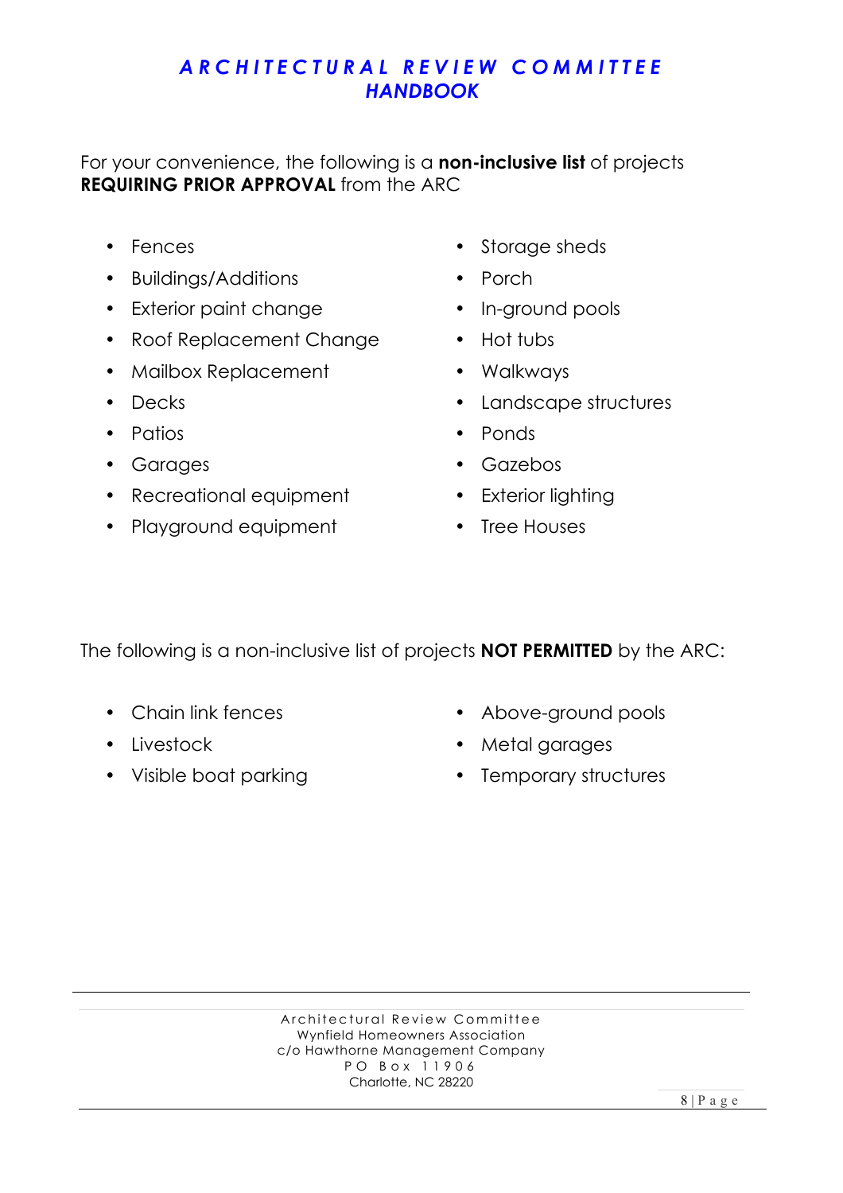For your convenience, the following is a **non-inclusive list** of projects **REQUIRING PRIOR APPROVAL** from the ARC

- Fences
- Buildings/Additions
- Exterior paint change
- Roof Replacement Change
- Mailbox Replacement
- Decks
- Patios
- Garages
- Recreational equipment
- Playground equipment
- Storage sheds
- Porch
- In-ground pools
- Hot tubs
- Walkways
- Landscape structures
- Ponds
- Gazebos
- Exterior lighting
- Tree Houses

The following is a non-inclusive list of projects **NOT PERMITTED** by the ARC:

- Chain link fences
- Livestock
- Visible boat parking
- Above-ground pools
- Metal garages
- Temporary structures